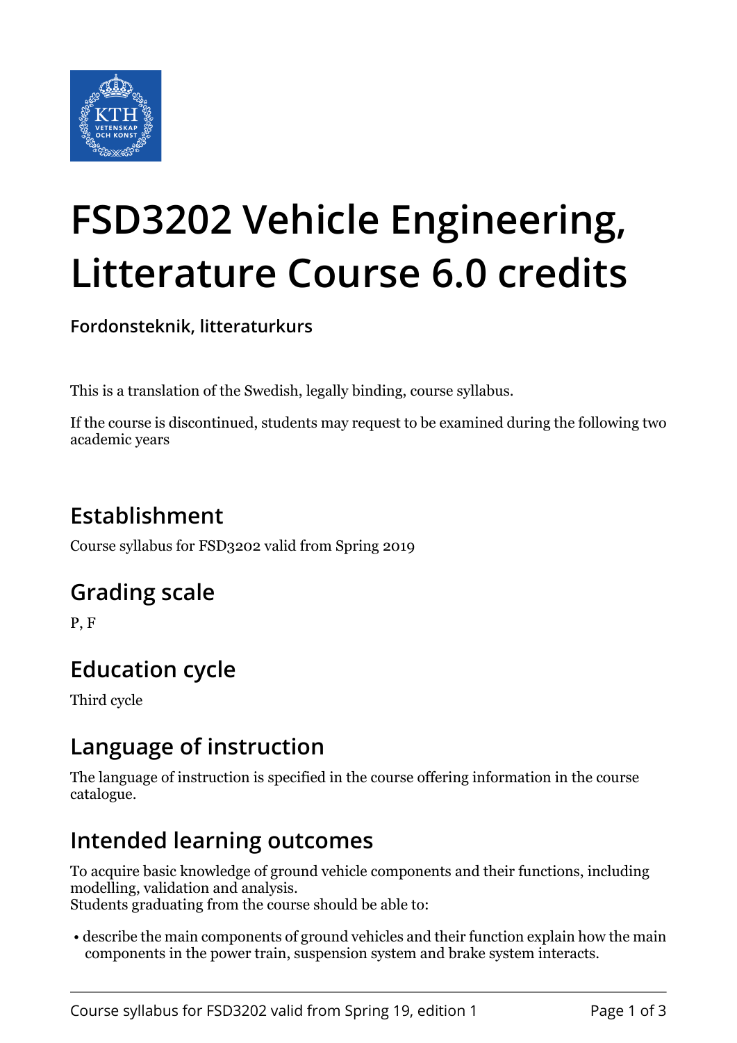# FSD3202 Vehicle Engineering, Litterature Course 6.0 credits

**Fordonsteknik, litteraturkurs**

This is a translation of the Swedish, legally binding, course syllabus.

If the course is discontinued, students may request to be examined during the following two academic years

## Establishment

Course syllabus for FSD3202 valid from Spring 2019

## Grading scale

P, F

## Education cycle

Third cycle

## Language of instruction

The language of instruction is specified in the course offering information in the course catalogue.

## Intended learning outcomes

To acquire basic knowledge of ground vehicle components and their functions, including modelling, validation and analysis.
Students graduating from the course should be able to:

- describe the main components of ground vehicles and their function explain how the main components in the power train, suspension system and brake system interacts.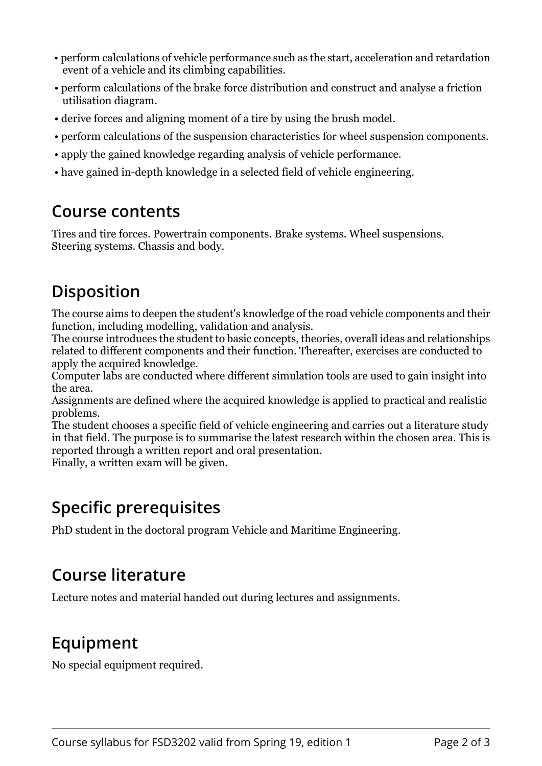- perform calculations of vehicle performance such as the start, acceleration and retardation event of a vehicle and its climbing capabilities.
- perform calculations of the brake force distribution and construct and analyse a friction utilisation diagram.
- derive forces and aligning moment of a tire by using the brush model.
- perform calculations of the suspension characteristics for wheel suspension components.
- apply the gained knowledge regarding analysis of vehicle performance.
- have gained in-depth knowledge in a selected field of vehicle engineering.

## Course contents

Tires and tire forces. Powertrain components. Brake systems. Wheel suspensions. Steering systems. Chassis and body.

## Disposition

The course aims to deepen the student's knowledge of the road vehicle components and their function, including modelling, validation and analysis.
The course introduces the student to basic concepts, theories, overall ideas and relationships related to different components and their function. Thereafter, exercises are conducted to apply the acquired knowledge.
Computer labs are conducted where different simulation tools are used to gain insight into the area.
Assignments are defined where the acquired knowledge is applied to practical and realistic problems.
The student chooses a specific field of vehicle engineering and carries out a literature study in that field. The purpose is to summarise the latest research within the chosen area. This is reported through a written report and oral presentation.
Finally, a written exam will be given.

## Specific prerequisites

PhD student in the doctoral program Vehicle and Maritime Engineering.

## Course literature

Lecture notes and material handed out during lectures and assignments.

## Equipment

No special equipment required.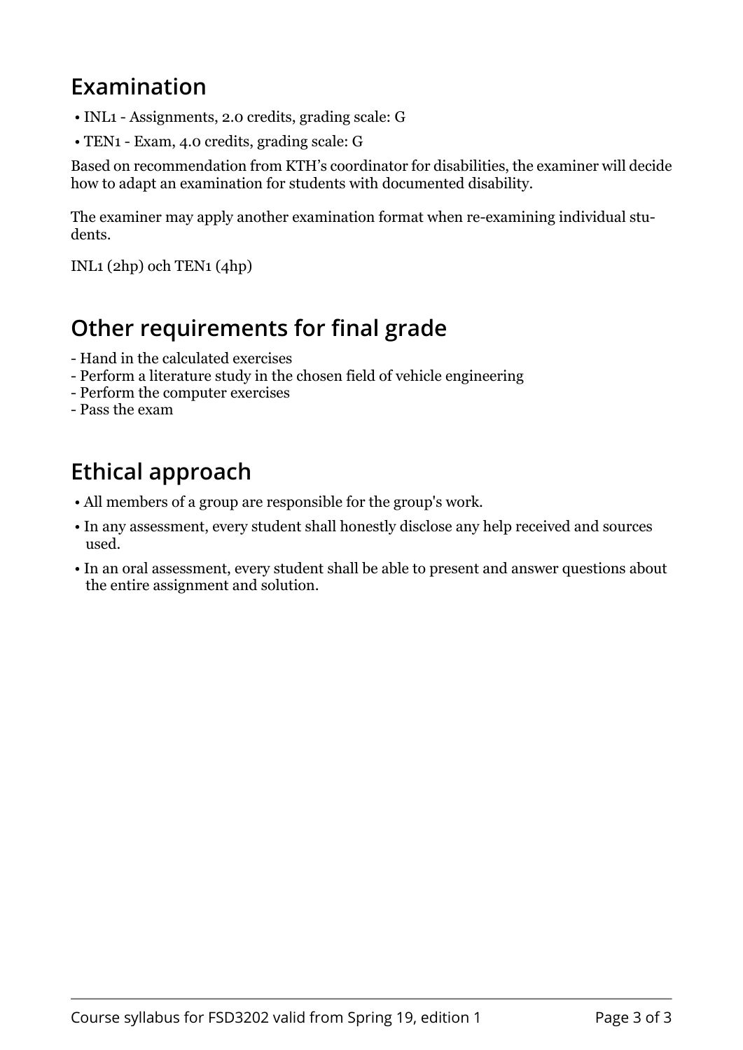## Examination

- INL1 - Assignments, 2.0 credits, grading scale: G
- TEN1 - Exam, 4.0 credits, grading scale: G

Based on recommendation from KTH's coordinator for disabilities, the examiner will decide how to adapt an examination for students with documented disability.

The examiner may apply another examination format when re-examining individual students.

INL1 (2hp) och TEN1 (4hp)

## Other requirements for final grade

- Hand in the calculated exercises
- Perform a literature study in the chosen field of vehicle engineering
- Perform the computer exercises
- Pass the exam

## Ethical approach

- All members of a group are responsible for the group's work.
- In any assessment, every student shall honestly disclose any help received and sources used.
- In an oral assessment, every student shall be able to present and answer questions about the entire assignment and solution.